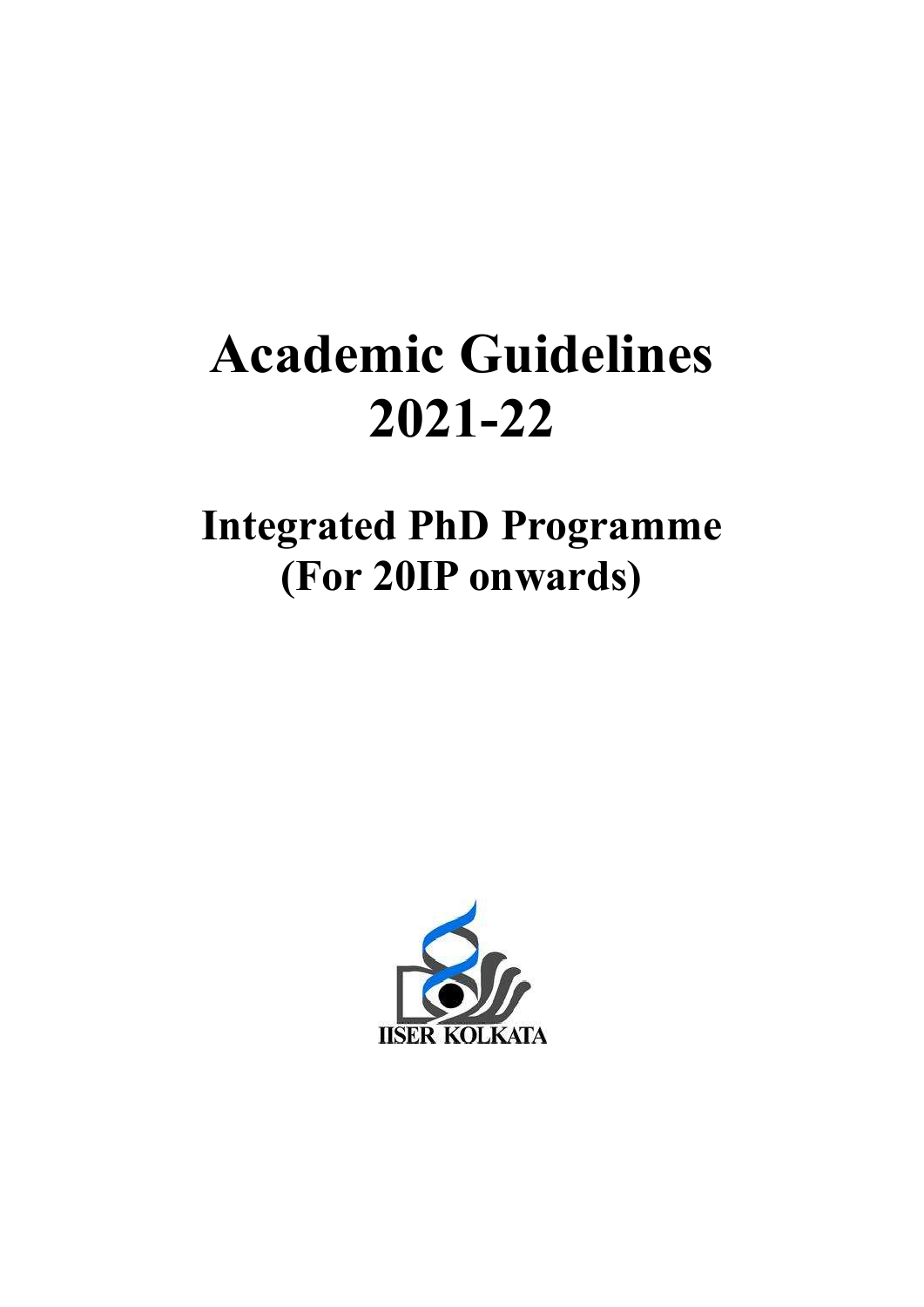# Academic Guidelines 2021-22

## Integrated PhD Programme (For 20IP onwards)

IISER KOLKATA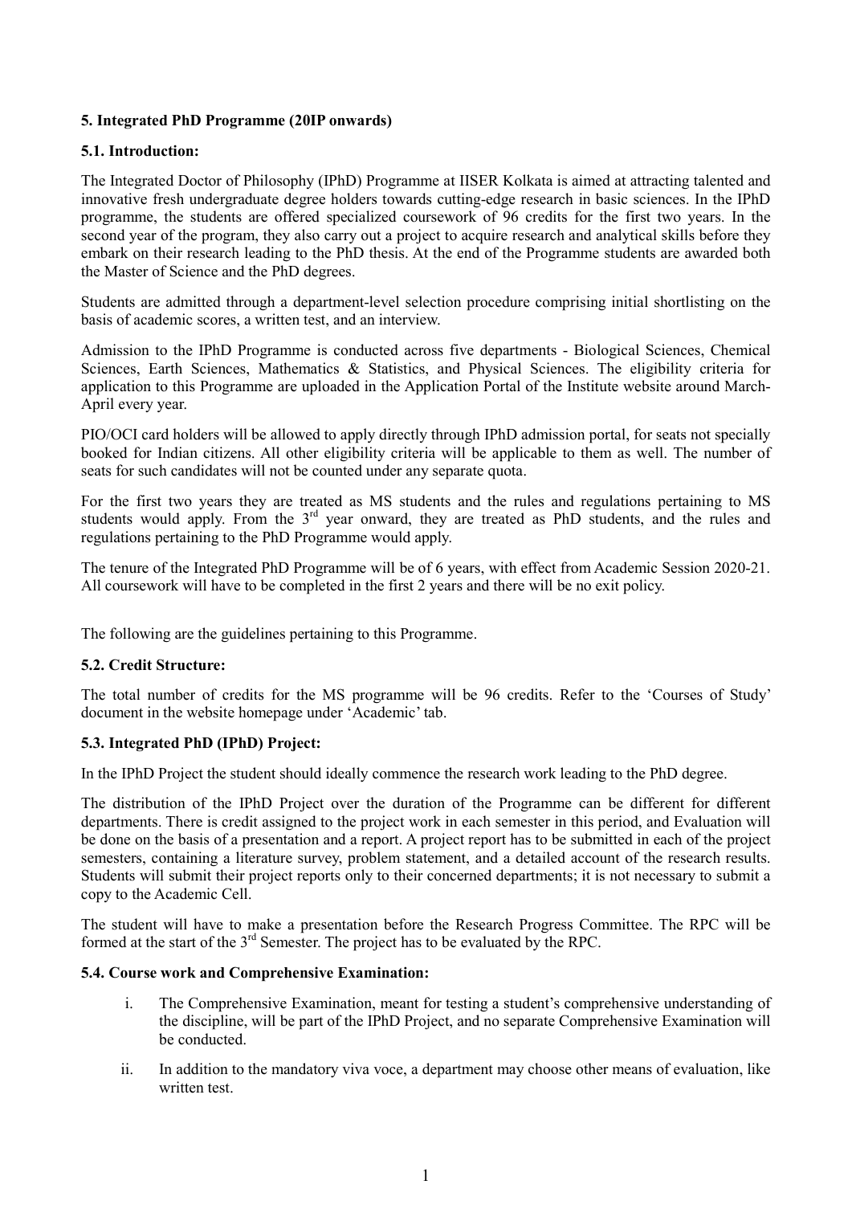## 5. Integrated PhD Programme (20IP onwards)

### 5.1. Introduction:

The Integrated Doctor of Philosophy (IPhD) Programme at IISER Kolkata is aimed at attracting talented and innovative fresh undergraduate degree holders towards cutting-edge research in basic sciences. In the IPhD programme, the students are offered specialized coursework of 96 credits for the first two years. In the second year of the program, they also carry out a project to acquire research and analytical skills before they embark on their research leading to the PhD thesis. At the end of the Programme students are awarded both the Master of Science and the PhD degrees.

Students are admitted through a department-level selection procedure comprising initial shortlisting on the basis of academic scores, a written test, and an interview.

Admission to the IPhD Programme is conducted across five departments - Biological Sciences, Chemical Sciences, Earth Sciences, Mathematics & Statistics, and Physical Sciences. The eligibility criteria for application to this Programme are uploaded in the Application Portal of the Institute website around March-April every year.

PIO/OCI card holders will be allowed to apply directly through IPhD admission portal, for seats not specially booked for Indian citizens. All other eligibility criteria will be applicable to them as well. The number of seats for such candidates will not be counted under any separate quota.

For the first two years they are treated as MS students and the rules and regulations pertaining to MS students would apply. From the 3rd year onward, they are treated as PhD students, and the rules and regulations pertaining to the PhD Programme would apply.

The tenure of the Integrated PhD Programme will be of 6 years, with effect from Academic Session 2020-21. All coursework will have to be completed in the first 2 years and there will be no exit policy.

The following are the guidelines pertaining to this Programme.

### 5.2. Credit Structure:

The total number of credits for the MS programme will be 96 credits. Refer to the 'Courses of Study' document in the website homepage under 'Academic' tab.

### 5.3. Integrated PhD (IPhD) Project:

In the IPhD Project the student should ideally commence the research work leading to the PhD degree.

The distribution of the IPhD Project over the duration of the Programme can be different for different departments. There is credit assigned to the project work in each semester in this period, and Evaluation will be done on the basis of a presentation and a report. A project report has to be submitted in each of the project semesters, containing a literature survey, problem statement, and a detailed account of the research results. Students will submit their project reports only to their concerned departments; it is not necessary to submit a copy to the Academic Cell.

The student will have to make a presentation before the Research Progress Committee. The RPC will be formed at the start of the 3rd Semester. The project has to be evaluated by the RPC.

### 5.4. Course work and Comprehensive Examination:

i. The Comprehensive Examination, meant for testing a student's comprehensive understanding of the discipline, will be part of the IPhD Project, and no separate Comprehensive Examination will be conducted.

ii. In addition to the mandatory viva voce, a department may choose other means of evaluation, like written test.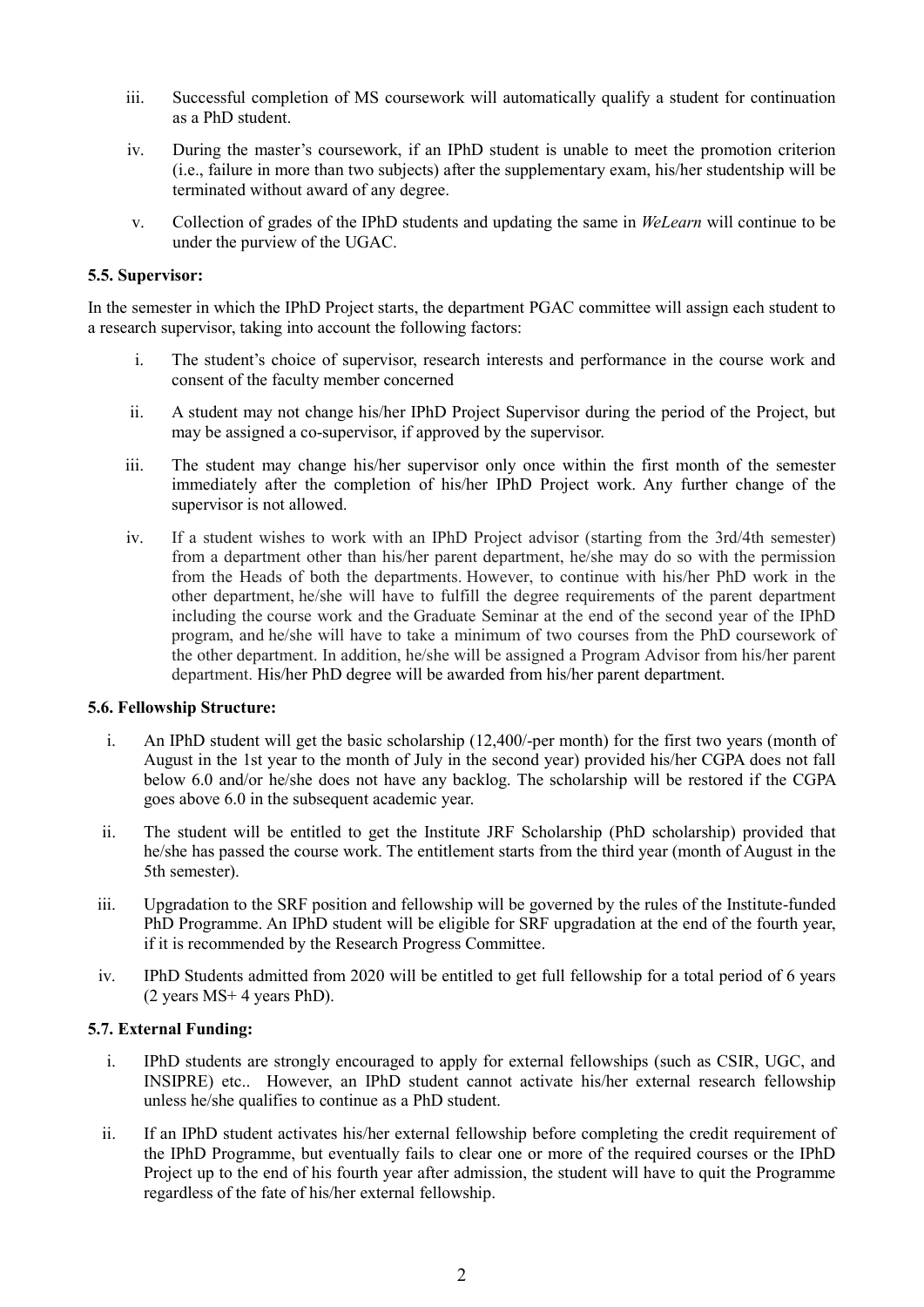iii. Successful completion of MS coursework will automatically qualify a student for continuation as a PhD student.

iv. During the master's coursework, if an IPhD student is unable to meet the promotion criterion (i.e., failure in more than two subjects) after the supplementary exam, his/her studentship will be terminated without award of any degree.

v. Collection of grades of the IPhD students and updating the same in *WeLearn* will continue to be under the purview of the UGAC.

**5.5. Supervisor:**

In the semester in which the IPhD Project starts, the department PGAC committee will assign each student to a research supervisor, taking into account the following factors:

i. The student's choice of supervisor, research interests and performance in the course work and consent of the faculty member concerned

ii. A student may not change his/her IPhD Project Supervisor during the period of the Project, but may be assigned a co-supervisor, if approved by the supervisor.

iii. The student may change his/her supervisor only once within the first month of the semester immediately after the completion of his/her IPhD Project work. Any further change of the supervisor is not allowed.

iv. If a student wishes to work with an IPhD Project advisor (starting from the 3rd/4th semester) from a department other than his/her parent department, he/she may do so with the permission from the Heads of both the departments. However, to continue with his/her PhD work in the other department, he/she will have to fulfill the degree requirements of the parent department including the course work and the Graduate Seminar at the end of the second year of the IPhD program, and he/she will have to take a minimum of two courses from the PhD coursework of the other department. In addition, he/she will be assigned a Program Advisor from his/her parent department. His/her PhD degree will be awarded from his/her parent department.

**5.6. Fellowship Structure:**

i. An IPhD student will get the basic scholarship (12,400/-per month) for the first two years (month of August in the 1st year to the month of July in the second year) provided his/her CGPA does not fall below 6.0 and/or he/she does not have any backlog. The scholarship will be restored if the CGPA goes above 6.0 in the subsequent academic year.

ii. The student will be entitled to get the Institute JRF Scholarship (PhD scholarship) provided that he/she has passed the course work. The entitlement starts from the third year (month of August in the 5th semester).

iii. Upgradation to the SRF position and fellowship will be governed by the rules of the Institute-funded PhD Programme. An IPhD student will be eligible for SRF upgradation at the end of the fourth year, if it is recommended by the Research Progress Committee.

iv. IPhD Students admitted from 2020 will be entitled to get full fellowship for a total period of 6 years (2 years MS+ 4 years PhD).

**5.7. External Funding:**

i. IPhD students are strongly encouraged to apply for external fellowships (such as CSIR, UGC, and INSIPRE) etc.. However, an IPhD student cannot activate his/her external research fellowship unless he/she qualifies to continue as a PhD student.

ii. If an IPhD student activates his/her external fellowship before completing the credit requirement of the IPhD Programme, but eventually fails to clear one or more of the required courses or the IPhD Project up to the end of his fourth year after admission, the student will have to quit the Programme regardless of the fate of his/her external fellowship.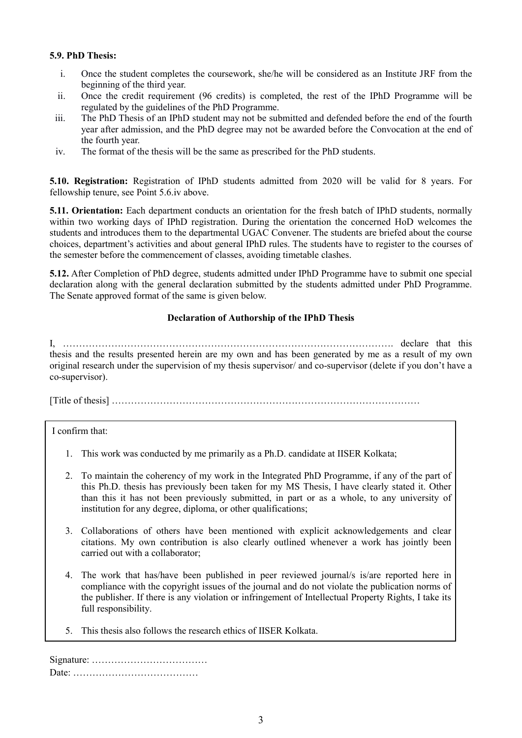**5.9. PhD Thesis:**

i. Once the student completes the coursework, she/he will be considered as an Institute JRF from the beginning of the third year.

ii. Once the credit requirement (96 credits) is completed, the rest of the IPhD Programme will be regulated by the guidelines of the PhD Programme.

iii. The PhD Thesis of an IPhD student may not be submitted and defended before the end of the fourth year after admission, and the PhD degree may not be awarded before the Convocation at the end of the fourth year.

iv. The format of the thesis will be the same as prescribed for the PhD students.

**5.10. Registration:** Registration of IPhD students admitted from 2020 will be valid for 8 years. For fellowship tenure, see Point 5.6.iv above.

**5.11. Orientation:** Each department conducts an orientation for the fresh batch of IPhD students, normally within two working days of IPhD registration. During the orientation the concerned HoD welcomes the students and introduces them to the departmental UGAC Convener. The students are briefed about the course choices, department's activities and about general IPhD rules. The students have to register to the courses of the semester before the commencement of classes, avoiding timetable clashes.

**5.12.** After Completion of PhD degree, students admitted under IPhD Programme have to submit one special declaration along with the general declaration submitted by the students admitted under PhD Programme. The Senate approved format of the same is given below.

**Declaration of Authorship of the IPhD Thesis**

I, ………………………………………………………………………………………… declare that this thesis and the results presented herein are my own and has been generated by me as a result of my own original research under the supervision of my thesis supervisor/ and co-supervisor (delete if you don't have a co-supervisor).

[Title of thesis] ……………………………………………………………………………………

I confirm that:

1. This work was conducted by me primarily as a Ph.D. candidate at IISER Kolkata;

2. To maintain the coherency of my work in the Integrated PhD Programme, if any of the part of this Ph.D. thesis has previously been taken for my MS Thesis, I have clearly stated it. Other than this it has not been previously submitted, in part or as a whole, to any university of institution for any degree, diploma, or other qualifications;

3. Collaborations of others have been mentioned with explicit acknowledgements and clear citations. My own contribution is also clearly outlined whenever a work has jointly been carried out with a collaborator;

4. The work that has/have been published in peer reviewed journal/s is/are reported here in compliance with the copyright issues of the journal and do not violate the publication norms of the publisher. If there is any violation or infringement of Intellectual Property Rights, I take its full responsibility.

5. This thesis also follows the research ethics of IISER Kolkata.

Signature: ………………………………

Date: …………………………………